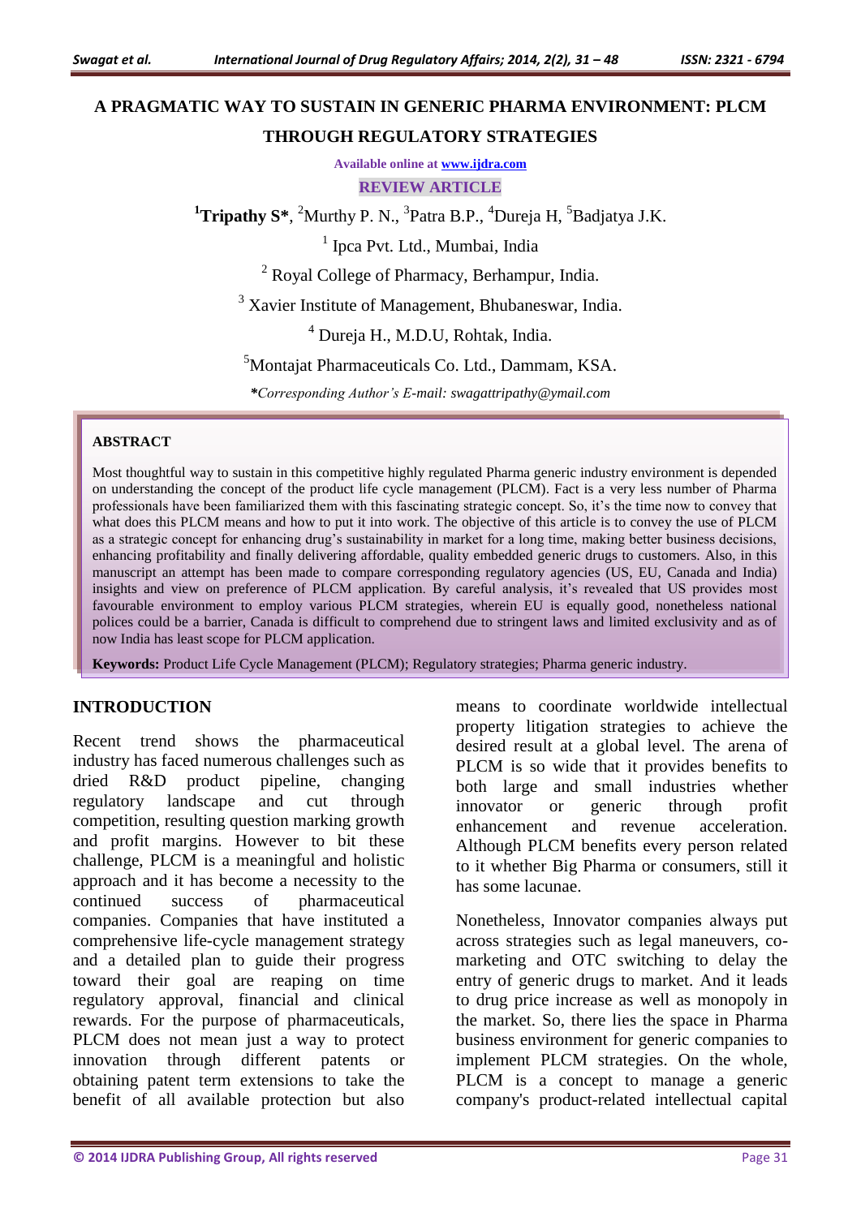# A PRAGMATIC WAY TO SUSTAIN IN GENERIC PHARMA ENVIRONMENT: PLCM THROUGH REGULATORY STRATEGIES

Available online at www.ijdra.com

**REVIEW ARTICLE**

[1]**Tripathy S***, [2]Murthy P. N., [3]Patra B.P., [4]Dureja H, [5]Badjatya J.K.

[1] Ipca Pvt. Ltd., Mumbai, India

[2] Royal College of Pharmacy, Berhampur, India.

[3] Xavier Institute of Management, Bhubaneswar, India.

[4] Dureja H., M.D.U, Rohtak, India.

[5]Montajat Pharmaceuticals Co. Ltd., Dammam, KSA.

***Corresponding Author's E-mail: swagattripathy@ymail.com*

## ABSTRACT

Most thoughtful way to sustain in this competitive highly regulated Pharma generic industry environment is depended on understanding the concept of the product life cycle management (PLCM). Fact is a very less number of Pharma professionals have been familiarized them with this fascinating strategic concept. So, it's the time now to convey that what does this PLCM means and how to put it into work. The objective of this article is to convey the use of PLCM as a strategic concept for enhancing drug's sustainability in market for a long time, making better business decisions, enhancing profitability and finally delivering affordable, quality embedded generic drugs to customers. Also, in this manuscript an attempt has been made to compare corresponding regulatory agencies (US, EU, Canada and India) insights and view on preference of PLCM application. By careful analysis, it's revealed that US provides most favourable environment to employ various PLCM strategies, wherein EU is equally good, nonetheless national polices could be a barrier, Canada is difficult to comprehend due to stringent laws and limited exclusivity and as of now India has least scope for PLCM application.

**Keywords:** Product Life Cycle Management (PLCM); Regulatory strategies; Pharma generic industry.

## INTRODUCTION

Recent trend shows the pharmaceutical industry has faced numerous challenges such as dried R&D product pipeline, changing regulatory landscape and cut through competition, resulting question marking growth and profit margins. However to bit these challenge, PLCM is a meaningful and holistic approach and it has become a necessity to the continued success of pharmaceutical companies. Companies that have instituted a comprehensive life-cycle management strategy and a detailed plan to guide their progress toward their goal are reaping on time regulatory approval, financial and clinical rewards. For the purpose of pharmaceuticals, PLCM does not mean just a way to protect innovation through different patents or obtaining patent term extensions to take the benefit of all available protection but also means to coordinate worldwide intellectual property litigation strategies to achieve the desired result at a global level. The arena of PLCM is so wide that it provides benefits to both large and small industries whether innovator or generic through profit enhancement and revenue acceleration. Although PLCM benefits every person related to it whether Big Pharma or consumers, still it has some lacunae.

Nonetheless, Innovator companies always put across strategies such as legal maneuvers, co-marketing and OTC switching to delay the entry of generic drugs to market. And it leads to drug price increase as well as monopoly in the market. So, there lies the space in Pharma business environment for generic companies to implement PLCM strategies. On the whole, PLCM is a concept to manage a generic company's product-related intellectual capital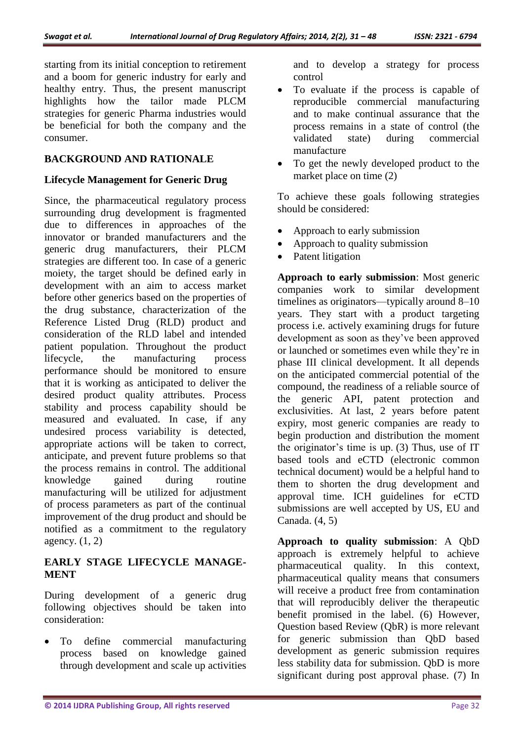starting from its initial conception to retirement and a boom for generic industry for early and healthy entry. Thus, the present manuscript highlights how the tailor made PLCM strategies for generic Pharma industries would be beneficial for both the company and the consumer.

## BACKGROUND AND RATIONALE

### Lifecycle Management for Generic Drug

Since, the pharmaceutical regulatory process surrounding drug development is fragmented due to differences in approaches of the innovator or branded manufacturers and the generic drug manufacturers, their PLCM strategies are different too. In case of a generic moiety, the target should be defined early in development with an aim to access market before other generics based on the properties of the drug substance, characterization of the Reference Listed Drug (RLD) product and consideration of the RLD label and intended patient population. Throughout the product lifecycle, the manufacturing process performance should be monitored to ensure that it is working as anticipated to deliver the desired product quality attributes. Process stability and process capability should be measured and evaluated. In case, if any undesired process variability is detected, appropriate actions will be taken to correct, anticipate, and prevent future problems so that the process remains in control. The additional knowledge gained during routine manufacturing will be utilized for adjustment of process parameters as part of the continual improvement of the drug product and should be notified as a commitment to the regulatory agency. (1, 2)

## EARLY STAGE LIFECYCLE MANAGEMENT

During development of a generic drug following objectives should be taken into consideration:

- To define commercial manufacturing process based on knowledge gained through development and scale up activities and to develop a strategy for process control
- To evaluate if the process is capable of reproducible commercial manufacturing and to make continual assurance that the process remains in a state of control (the validated state) during commercial manufacture
- To get the newly developed product to the market place on time (2)

To achieve these goals following strategies should be considered:

- Approach to early submission
- Approach to quality submission
- Patent litigation

**Approach to early submission**: Most generic companies work to similar development timelines as originators—typically around 8–10 years. They start with a product targeting process i.e. actively examining drugs for future development as soon as they've been approved or launched or sometimes even while they're in phase III clinical development. It all depends on the anticipated commercial potential of the compound, the readiness of a reliable source of the generic API, patent protection and exclusivities. At last, 2 years before patent expiry, most generic companies are ready to begin production and distribution the moment the originator's time is up. (3) Thus, use of IT based tools and eCTD (electronic common technical document) would be a helpful hand to them to shorten the drug development and approval time. ICH guidelines for eCTD submissions are well accepted by US, EU and Canada. (4, 5)

**Approach to quality submission**: A QbD approach is extremely helpful to achieve pharmaceutical quality. In this context, pharmaceutical quality means that consumers will receive a product free from contamination that will reproducibly deliver the therapeutic benefit promised in the label. (6) However, Question based Review (QbR) is more relevant for generic submission than QbD based development as generic submission requires less stability data for submission. QbD is more significant during post approval phase. (7) In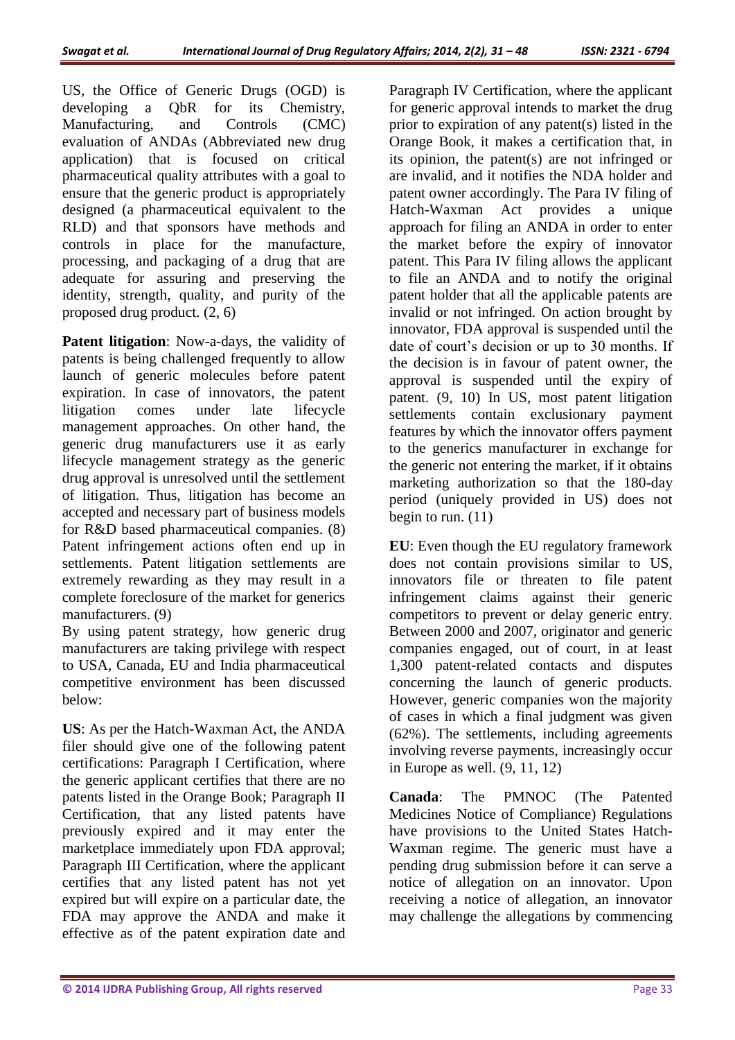US, the Office of Generic Drugs (OGD) is developing a QbR for its Chemistry, Manufacturing, and Controls (CMC) evaluation of ANDAs (Abbreviated new drug application) that is focused on critical pharmaceutical quality attributes with a goal to ensure that the generic product is appropriately designed (a pharmaceutical equivalent to the RLD) and that sponsors have methods and controls in place for the manufacture, processing, and packaging of a drug that are adequate for assuring and preserving the identity, strength, quality, and purity of the proposed drug product. (2, 6)

**Patent litigation**: Now-a-days, the validity of patents is being challenged frequently to allow launch of generic molecules before patent expiration. In case of innovators, the patent litigation comes under late lifecycle management approaches. On other hand, the generic drug manufacturers use it as early lifecycle management strategy as the generic drug approval is unresolved until the settlement of litigation. Thus, litigation has become an accepted and necessary part of business models for R&D based pharmaceutical companies. (8) Patent infringement actions often end up in settlements. Patent litigation settlements are extremely rewarding as they may result in a complete foreclosure of the market for generics manufacturers. (9)

By using patent strategy, how generic drug manufacturers are taking privilege with respect to USA, Canada, EU and India pharmaceutical competitive environment has been discussed below:

**US**: As per the Hatch-Waxman Act, the ANDA filer should give one of the following patent certifications: Paragraph I Certification, where the generic applicant certifies that there are no patents listed in the Orange Book; Paragraph II Certification, that any listed patents have previously expired and it may enter the marketplace immediately upon FDA approval; Paragraph III Certification, where the applicant certifies that any listed patent has not yet expired but will expire on a particular date, the FDA may approve the ANDA and make it effective as of the patent expiration date and Paragraph IV Certification, where the applicant for generic approval intends to market the drug prior to expiration of any patent(s) listed in the Orange Book, it makes a certification that, in its opinion, the patent(s) are not infringed or are invalid, and it notifies the NDA holder and patent owner accordingly. The Para IV filing of Hatch-Waxman Act provides a unique approach for filing an ANDA in order to enter the market before the expiry of innovator patent. This Para IV filing allows the applicant to file an ANDA and to notify the original patent holder that all the applicable patents are invalid or not infringed. On action brought by innovator, FDA approval is suspended until the date of court's decision or up to 30 months. If the decision is in favour of patent owner, the approval is suspended until the expiry of patent. (9, 10) In US, most patent litigation settlements contain exclusionary payment features by which the innovator offers payment to the generics manufacturer in exchange for the generic not entering the market, if it obtains marketing authorization so that the 180-day period (uniquely provided in US) does not begin to run. (11)

**EU**: Even though the EU regulatory framework does not contain provisions similar to US, innovators file or threaten to file patent infringement claims against their generic competitors to prevent or delay generic entry. Between 2000 and 2007, originator and generic companies engaged, out of court, in at least 1,300 patent-related contacts and disputes concerning the launch of generic products. However, generic companies won the majority of cases in which a final judgment was given (62%). The settlements, including agreements involving reverse payments, increasingly occur in Europe as well. (9, 11, 12)

**Canada**: The PMNOC (The Patented Medicines Notice of Compliance) Regulations have provisions to the United States Hatch-Waxman regime. The generic must have a pending drug submission before it can serve a notice of allegation on an innovator. Upon receiving a notice of allegation, an innovator may challenge the allegations by commencing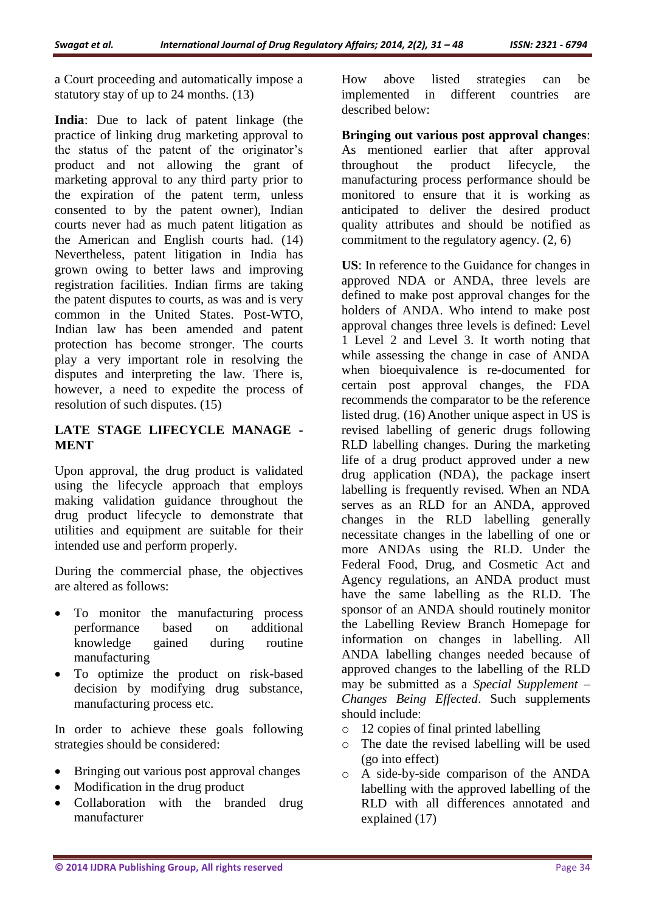a Court proceeding and automatically impose a statutory stay of up to 24 months. (13)

**India**: Due to lack of patent linkage (the practice of linking drug marketing approval to the status of the patent of the originator's product and not allowing the grant of marketing approval to any third party prior to the expiration of the patent term, unless consented to by the patent owner), Indian courts never had as much patent litigation as the American and English courts had. (14) Nevertheless, patent litigation in India has grown owing to better laws and improving registration facilities. Indian firms are taking the patent disputes to courts, as was and is very common in the United States. Post-WTO, Indian law has been amended and patent protection has become stronger. The courts play a very important role in resolving the disputes and interpreting the law. There is, however, a need to expedite the process of resolution of such disputes. (15)

## LATE STAGE LIFECYCLE MANAGE - MENT

Upon approval, the drug product is validated using the lifecycle approach that employs making validation guidance throughout the drug product lifecycle to demonstrate that utilities and equipment are suitable for their intended use and perform properly.

During the commercial phase, the objectives are altered as follows:

- To monitor the manufacturing process performance based on additional knowledge gained during routine manufacturing
- To optimize the product on risk-based decision by modifying drug substance, manufacturing process etc.

In order to achieve these goals following strategies should be considered:

- Bringing out various post approval changes
- Modification in the drug product
- Collaboration with the branded drug manufacturer

How above listed strategies can be implemented in different countries are described below:

**Bringing out various post approval changes**: As mentioned earlier that after approval throughout the product lifecycle, the manufacturing process performance should be monitored to ensure that it is working as anticipated to deliver the desired product quality attributes and should be notified as commitment to the regulatory agency. (2, 6)

**US**: In reference to the Guidance for changes in approved NDA or ANDA, three levels are defined to make post approval changes for the holders of ANDA. Who intend to make post approval changes three levels is defined: Level 1 Level 2 and Level 3. It worth noting that while assessing the change in case of ANDA when bioequivalence is re-documented for certain post approval changes, the FDA recommends the comparator to be the reference listed drug. (16) Another unique aspect in US is revised labelling of generic drugs following RLD labelling changes. During the marketing life of a drug product approved under a new drug application (NDA), the package insert labelling is frequently revised. When an NDA serves as an RLD for an ANDA, approved changes in the RLD labelling generally necessitate changes in the labelling of one or more ANDAs using the RLD. Under the Federal Food, Drug, and Cosmetic Act and Agency regulations, an ANDA product must have the same labelling as the RLD. The sponsor of an ANDA should routinely monitor the Labelling Review Branch Homepage for information on changes in labelling. All ANDA labelling changes needed because of approved changes to the labelling of the RLD may be submitted as a *Special Supplement – Changes Being Effected*. Such supplements should include:

- 12 copies of final printed labelling
- The date the revised labelling will be used (go into effect)
- A side-by-side comparison of the ANDA labelling with the approved labelling of the RLD with all differences annotated and explained (17)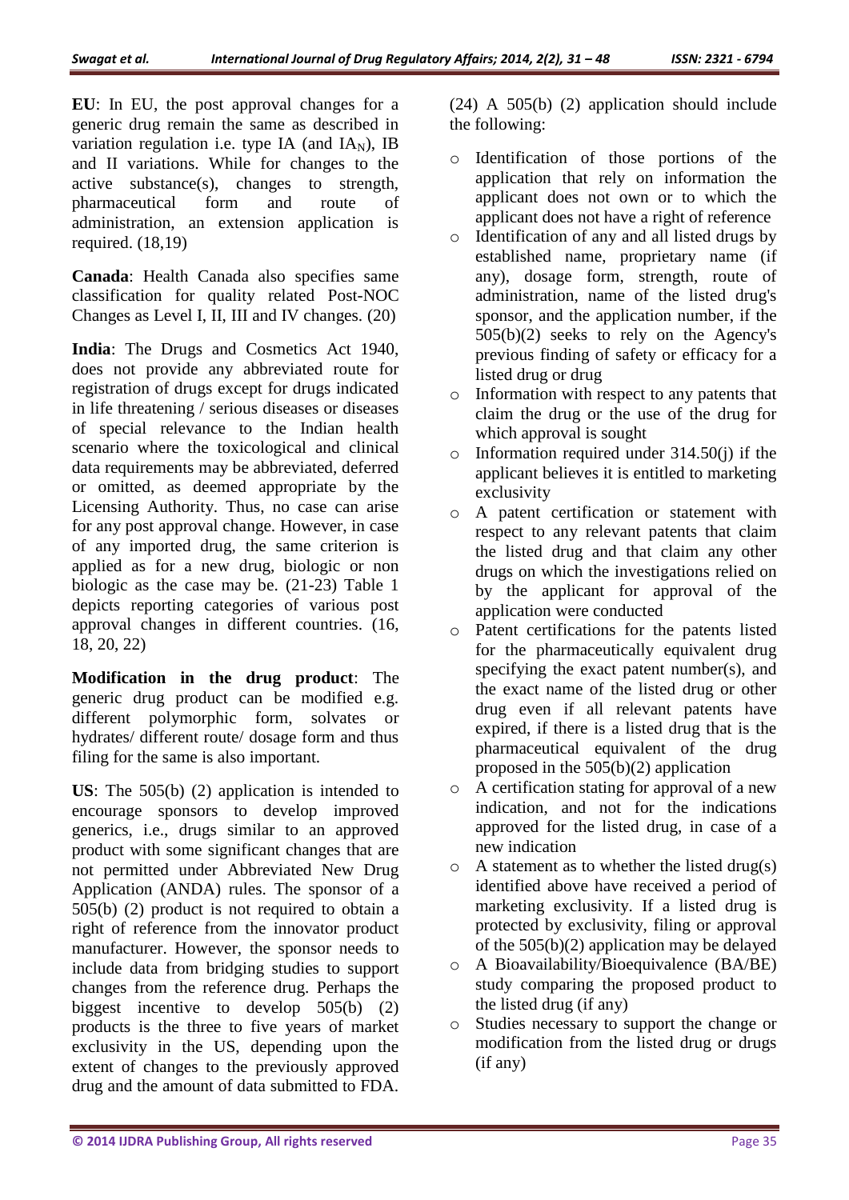**EU**: In EU, the post approval changes for a generic drug remain the same as described in variation regulation i.e. type IA (and $IA_N$), IB and II variations. While for changes to the active substance(s), changes to strength, pharmaceutical form and route of administration, an extension application is required. (18,19)

**Canada**: Health Canada also specifies same classification for quality related Post-NOC Changes as Level I, II, III and IV changes. (20)

**India**: The Drugs and Cosmetics Act 1940, does not provide any abbreviated route for registration of drugs except for drugs indicated in life threatening / serious diseases or diseases of special relevance to the Indian health scenario where the toxicological and clinical data requirements may be abbreviated, deferred or omitted, as deemed appropriate by the Licensing Authority. Thus, no case can arise for any post approval change. However, in case of any imported drug, the same criterion is applied as for a new drug, biologic or non biologic as the case may be. (21-23) Table 1 depicts reporting categories of various post approval changes in different countries. (16, 18, 20, 22)

**Modification in the drug product**: The generic drug product can be modified e.g. different polymorphic form, solvates or hydrates/ different route/ dosage form and thus filing for the same is also important.

**US**: The 505(b) (2) application is intended to encourage sponsors to develop improved generics, i.e., drugs similar to an approved product with some significant changes that are not permitted under Abbreviated New Drug Application (ANDA) rules. The sponsor of a 505(b) (2) product is not required to obtain a right of reference from the innovator product manufacturer. However, the sponsor needs to include data from bridging studies to support changes from the reference drug. Perhaps the biggest incentive to develop 505(b) (2) products is the three to five years of market exclusivity in the US, depending upon the extent of changes to the previously approved drug and the amount of data submitted to FDA. (24) A 505(b) (2) application should include the following:

- Identification of those portions of the application that rely on information the applicant does not own or to which the applicant does not have a right of reference
- Identification of any and all listed drugs by established name, proprietary name (if any), dosage form, strength, route of administration, name of the listed drug's sponsor, and the application number, if the 505(b)(2) seeks to rely on the Agency's previous finding of safety or efficacy for a listed drug or drug
- Information with respect to any patents that claim the drug or the use of the drug for which approval is sought
- Information required under 314.50(j) if the applicant believes it is entitled to marketing exclusivity
- A patent certification or statement with respect to any relevant patents that claim the listed drug and that claim any other drugs on which the investigations relied on by the applicant for approval of the application were conducted
- Patent certifications for the patents listed for the pharmaceutically equivalent drug specifying the exact patent number(s), and the exact name of the listed drug or other drug even if all relevant patents have expired, if there is a listed drug that is the pharmaceutical equivalent of the drug proposed in the 505(b)(2) application
- A certification stating for approval of a new indication, and not for the indications approved for the listed drug, in case of a new indication
- A statement as to whether the listed drug(s) identified above have received a period of marketing exclusivity. If a listed drug is protected by exclusivity, filing or approval of the 505(b)(2) application may be delayed
- A Bioavailability/Bioequivalence (BA/BE) study comparing the proposed product to the listed drug (if any)
- Studies necessary to support the change or modification from the listed drug or drugs (if any)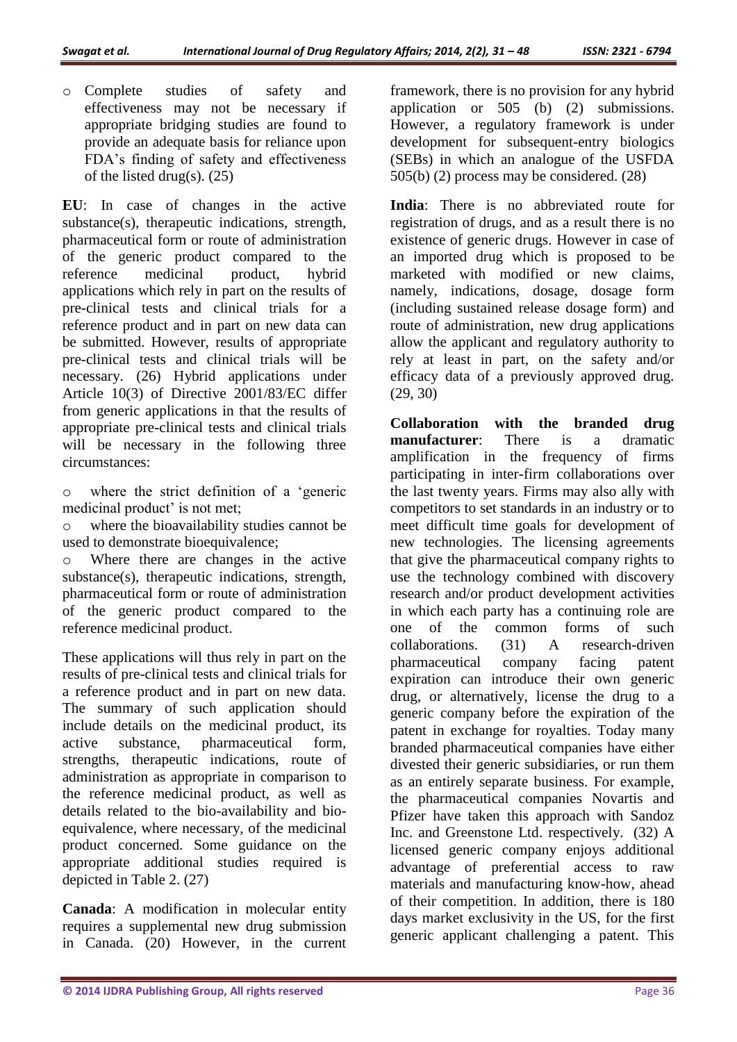- Complete studies of safety and effectiveness may not be necessary if appropriate bridging studies are found to provide an adequate basis for reliance upon FDA's finding of safety and effectiveness of the listed drug(s). (25)

**EU**: In case of changes in the active substance(s), therapeutic indications, strength, pharmaceutical form or route of administration of the generic product compared to the reference medicinal product, hybrid applications which rely in part on the results of pre-clinical tests and clinical trials for a reference product and in part on new data can be submitted. However, results of appropriate pre-clinical tests and clinical trials will be necessary. (26) Hybrid applications under Article 10(3) of Directive 2001/83/EC differ from generic applications in that the results of appropriate pre-clinical tests and clinical trials will be necessary in the following three circumstances:

- where the strict definition of a 'generic medicinal product' is not met;
- where the bioavailability studies cannot be used to demonstrate bioequivalence;
- Where there are changes in the active substance(s), therapeutic indications, strength, pharmaceutical form or route of administration of the generic product compared to the reference medicinal product.

These applications will thus rely in part on the results of pre-clinical tests and clinical trials for a reference product and in part on new data. The summary of such application should include details on the medicinal product, its active substance, pharmaceutical form, strengths, therapeutic indications, route of administration as appropriate in comparison to the reference medicinal product, as well as details related to the bio-availability and bio-equivalence, where necessary, of the medicinal product concerned. Some guidance on the appropriate additional studies required is depicted in Table 2. (27)

**Canada**: A modification in molecular entity requires a supplemental new drug submission in Canada. (20) However, in the current framework, there is no provision for any hybrid application or 505 (b) (2) submissions. However, a regulatory framework is under development for subsequent-entry biologics (SEBs) in which an analogue of the USFDA 505(b) (2) process may be considered. (28)

**India**: There is no abbreviated route for registration of drugs, and as a result there is no existence of generic drugs. However in case of an imported drug which is proposed to be marketed with modified or new claims, namely, indications, dosage, dosage form (including sustained release dosage form) and route of administration, new drug applications allow the applicant and regulatory authority to rely at least in part, on the safety and/or efficacy data of a previously approved drug. (29, 30)

**Collaboration with the branded drug manufacturer**: There is a dramatic amplification in the frequency of firms participating in inter-firm collaborations over the last twenty years. Firms may also ally with competitors to set standards in an industry or to meet difficult time goals for development of new technologies. The licensing agreements that give the pharmaceutical company rights to use the technology combined with discovery research and/or product development activities in which each party has a continuing role are one of the common forms of such collaborations. (31) A research-driven pharmaceutical company facing patent expiration can introduce their own generic drug, or alternatively, license the drug to a generic company before the expiration of the patent in exchange for royalties. Today many branded pharmaceutical companies have either divested their generic subsidiaries, or run them as an entirely separate business. For example, the pharmaceutical companies Novartis and Pfizer have taken this approach with Sandoz Inc. and Greenstone Ltd. respectively. (32) A licensed generic company enjoys additional advantage of preferential access to raw materials and manufacturing know-how, ahead of their competition. In addition, there is 180 days market exclusivity in the US, for the first generic applicant challenging a patent. This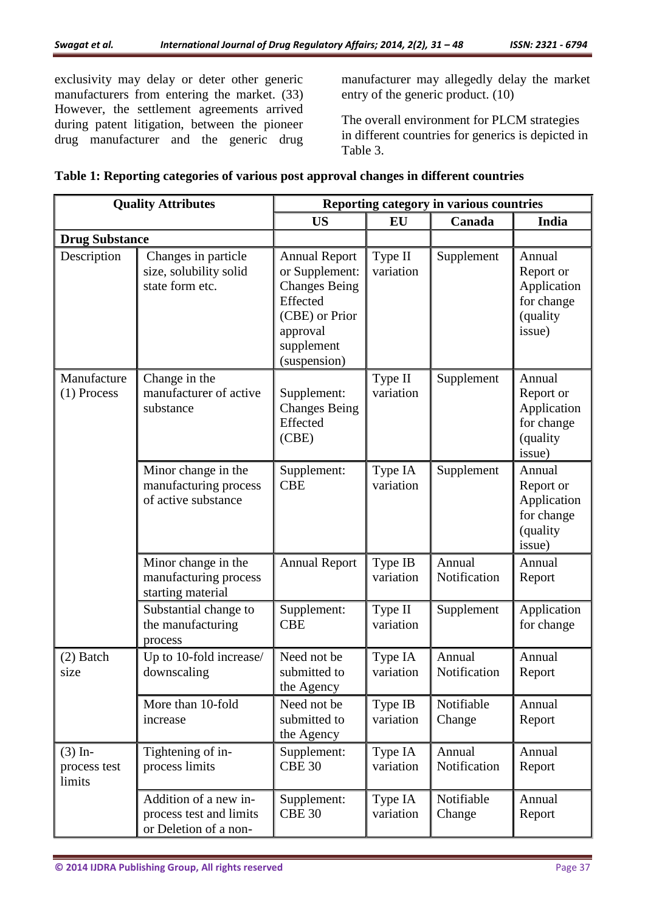exclusivity may delay or deter other generic manufacturers from entering the market. (33) However, the settlement agreements arrived during patent litigation, between the pioneer drug manufacturer and the generic drug manufacturer may allegedly delay the market entry of the generic product. (10)

The overall environment for PLCM strategies in different countries for generics is depicted in Table 3.

**Table 1: Reporting categories of various post approval changes in different countries**

| Quality Attributes | | Reporting category in various countries | | | |
|---|---|---|---|---|---|
| | | **US** | **EU** | **Canada** | **India** |
| **Drug Substance** | | | | | |
| Description | Changes in particle size, solubility solid state form etc. | Annual Report or Supplement: Changes Being Effected (CBE) or Prior approval supplement (suspension) | Type II variation | Supplement | Annual Report or Application for change (quality issue) |
| Manufacture (1) Process | Change in the manufacturer of active substance | Supplement: Changes Being Effected (CBE) | Type II variation | Supplement | Annual Report or Application for change (quality issue) |
| | Minor change in the manufacturing process of active substance | Supplement: CBE | Type IA variation | Supplement | Annual Report or Application for change (quality issue) |
| | Minor change in the manufacturing process starting material | Annual Report | Type IB variation | Annual Notification | Annual Report |
| | Substantial change to the manufacturing process | Supplement: CBE | Type II variation | Supplement | Application for change |
| (2) Batch size | Up to 10-fold increase/ downscaling | Need not be submitted to the Agency | Type IA variation | Annual Notification | Annual Report |
| | More than 10-fold increase | Need not be submitted to the Agency | Type IB variation | Notifiable Change | Annual Report |
| (3) In-process test limits | Tightening of in-process limits | Supplement: CBE 30 | Type IA variation | Annual Notification | Annual Report |
| | Addition of a new in-process test and limits or Deletion of a non- | Supplement: CBE 30 | Type IA variation | Notifiable Change | Annual Report |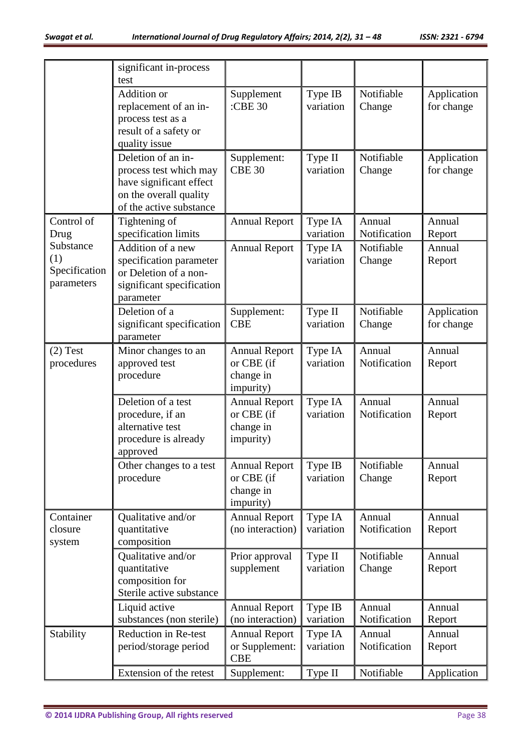| | | | | | |
|---|---|---|---|---|---|
| | significant in-process test | | | | |
| | Addition or replacement of an in-process test as a result of a safety or quality issue | Supplement :CBE 30 | Type IB variation | Notifiable Change | Application for change |
| | Deletion of an in-process test which may have significant effect on the overall quality of the active substance | Supplement: CBE 30 | Type II variation | Notifiable Change | Application for change |
| Control of Drug Substance (1) Specification parameters | Tightening of specification limits | Annual Report | Type IA variation | Annual Notification | Annual Report |
| | Addition of a new specification parameter or Deletion of a non-significant specification parameter | Annual Report | Type IA variation | Notifiable Change | Annual Report |
| | Deletion of a significant specification parameter | Supplement: CBE | Type II variation | Notifiable Change | Application for change |
| (2) Test procedures | Minor changes to an approved test procedure | Annual Report or CBE (if change in impurity) | Type IA variation | Annual Notification | Annual Report |
| | Deletion of a test procedure, if an alternative test procedure is already approved | Annual Report or CBE (if change in impurity) | Type IA variation | Annual Notification | Annual Report |
| | Other changes to a test procedure | Annual Report or CBE (if change in impurity) | Type IB variation | Notifiable Change | Annual Report |
| Container closure system | Qualitative and/or quantitative composition | Annual Report (no interaction) | Type IA variation | Annual Notification | Annual Report |
| | Qualitative and/or quantitative composition for Sterile active substance | Prior approval supplement | Type II variation | Notifiable Change | Annual Report |
| | Liquid active substances (non sterile) | Annual Report (no interaction) | Type IB variation | Annual Notification | Annual Report |
| Stability | Reduction in Re-test period/storage period | Annual Report or Supplement: CBE | Type IA variation | Annual Notification | Annual Report |
| | Extension of the retest | Supplement: | Type II | Notifiable | Application |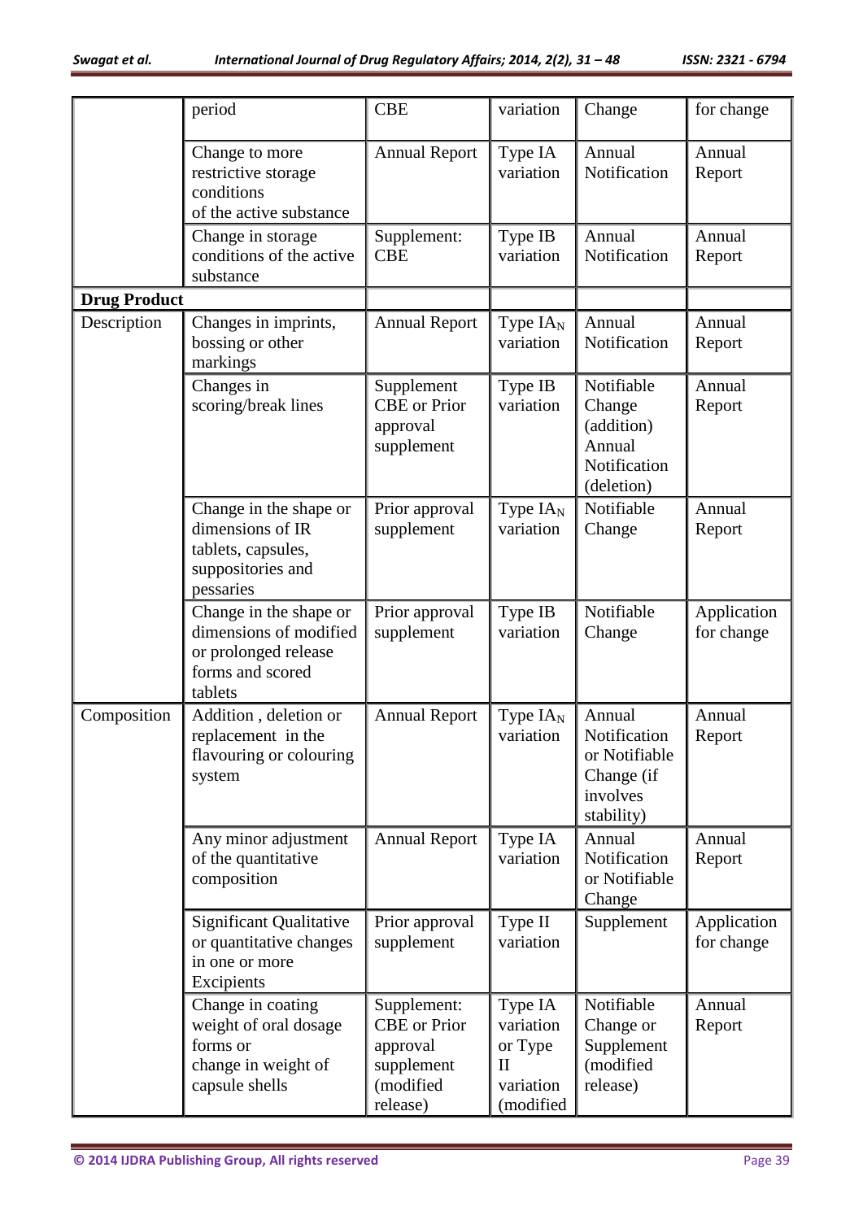|  | period | CBE | variation | Change | for change |
| --- | --- | --- | --- | --- | --- |
|  | Change to more restrictive storage conditions of the active substance | Annual Report | Type IA variation | Annual Notification | Annual Report |
|  | Change in storage conditions of the active substance | Supplement: CBE | Type IB variation | Annual Notification | Annual Report |
| **Drug Product** |  |  |  |  |  |
| Description | Changes in imprints, bossing or other markings | Annual Report | Type $IA_N$ variation | Annual Notification | Annual Report |
|  | Changes in scoring/break lines | Supplement CBE or Prior approval supplement | Type IB variation | Notifiable Change (addition) Annual Notification (deletion) | Annual Report |
|  | Change in the shape or dimensions of IR tablets, capsules, suppositories and pessaries | Prior approval supplement | Type $IA_N$ variation | Notifiable Change | Annual Report |
|  | Change in the shape or dimensions of modified or prolonged release forms and scored tablets | Prior approval supplement | Type IB variation | Notifiable Change | Application for change |
| Composition | Addition , deletion or replacement in the flavouring or colouring system | Annual Report | Type $IA_N$ variation | Annual Notification or Notifiable Change (if involves stability) | Annual Report |
|  | Any minor adjustment of the quantitative composition | Annual Report | Type IA variation | Annual Notification or Notifiable Change | Annual Report |
|  | Significant Qualitative or quantitative changes in one or more Excipients | Prior approval supplement | Type II variation | Supplement | Application for change |
|  | Change in coating weight of oral dosage forms or change in weight of capsule shells | Supplement: CBE or Prior approval supplement (modified release) | Type IA variation or Type II variation (modified | Notifiable Change or Supplement (modified release) | Annual Report |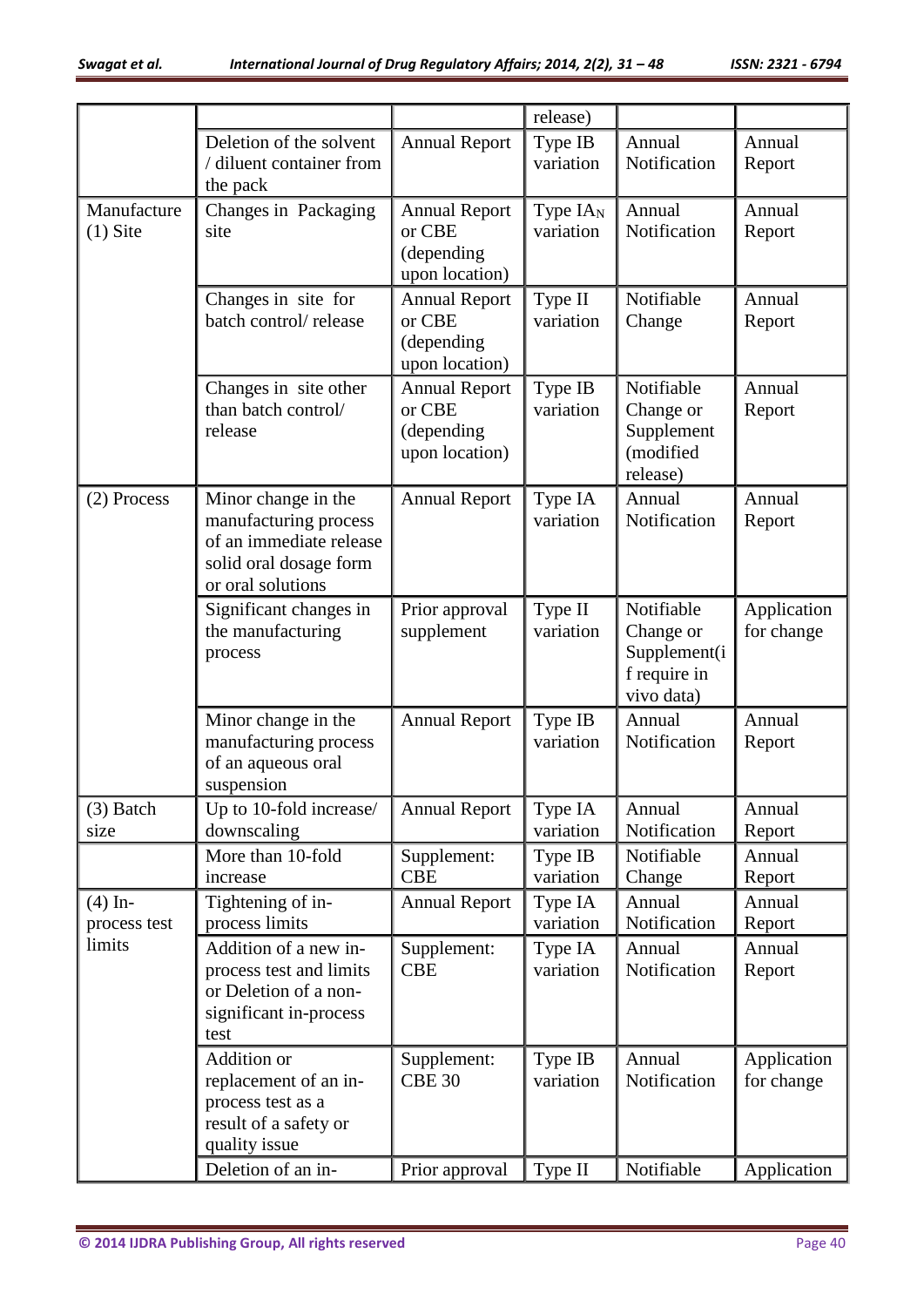| | | | | | |
|---|---|---|---|---|---|
| | | | release) | | |
| | Deletion of the solvent / diluent container from the pack | Annual Report | Type IB variation | Annual Notification | Annual Report |
| Manufacture (1) Site | Changes in Packaging site | Annual Report or CBE (depending upon location) | Type $IA_N$ variation | Annual Notification | Annual Report |
| | Changes in site for batch control/ release | Annual Report or CBE (depending upon location) | Type II variation | Notifiable Change | Annual Report |
| | Changes in site other than batch control/ release | Annual Report or CBE (depending upon location) | Type IB variation | Notifiable Change or Supplement (modified release) | Annual Report |
| (2) Process | Minor change in the manufacturing process of an immediate release solid oral dosage form or oral solutions | Annual Report | Type IA variation | Annual Notification | Annual Report |
| | Significant changes in the manufacturing process | Prior approval supplement | Type II variation | Notifiable Change or Supplement(if require in vivo data) | Application for change |
| | Minor change in the manufacturing process of an aqueous oral suspension | Annual Report | Type IB variation | Annual Notification | Annual Report |
| (3) Batch size | Up to 10-fold increase/ downscaling | Annual Report | Type IA variation | Annual Notification | Annual Report |
| | More than 10-fold increase | Supplement: CBE | Type IB variation | Notifiable Change | Annual Report |
| (4) In-process test limits | Tightening of in-process limits | Annual Report | Type IA variation | Annual Notification | Annual Report |
| | Addition of a new in-process test and limits or Deletion of a non-significant in-process test | Supplement: CBE | Type IA variation | Annual Notification | Annual Report |
| | Addition or replacement of an in-process test as a result of a safety or quality issue | Supplement: CBE 30 | Type IB variation | Annual Notification | Application for change |
| | Deletion of an in- | Prior approval | Type II | Notifiable | Application |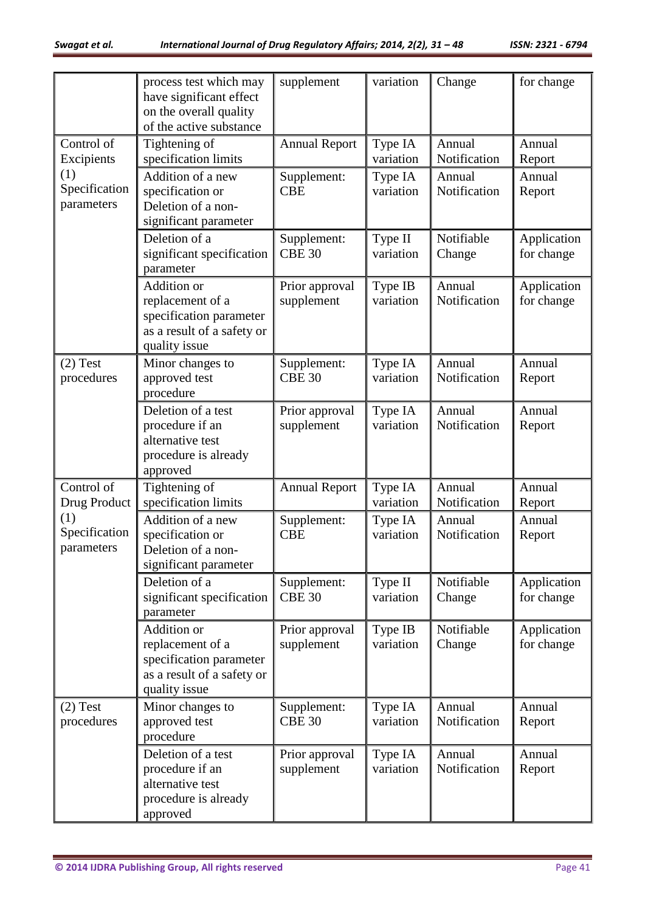| | process test which may have significant effect on the overall quality of the active substance | supplement | variation | Change | for change |
|---|---|---|---|---|---|
| Control of Excipients (1) Specification parameters | Tightening of specification limits | Annual Report | Type IA variation | Annual Notification | Annual Report |
| | Addition of a new specification or Deletion of a non-significant parameter | Supplement: CBE | Type IA variation | Annual Notification | Annual Report |
| | Deletion of a significant specification parameter | Supplement: CBE 30 | Type II variation | Notifiable Change | Application for change |
| | Addition or replacement of a specification parameter as a result of a safety or quality issue | Prior approval supplement | Type IB variation | Annual Notification | Application for change |
| (2) Test procedures | Minor changes to approved test procedure | Supplement: CBE 30 | Type IA variation | Annual Notification | Annual Report |
| | Deletion of a test procedure if an alternative test procedure is already approved | Prior approval supplement | Type IA variation | Annual Notification | Annual Report |
| Control of Drug Product (1) Specification parameters | Tightening of specification limits | Annual Report | Type IA variation | Annual Notification | Annual Report |
| | Addition of a new specification or Deletion of a non-significant parameter | Supplement: CBE | Type IA variation | Annual Notification | Annual Report |
| | Deletion of a significant specification parameter | Supplement: CBE 30 | Type II variation | Notifiable Change | Application for change |
| | Addition or replacement of a specification parameter as a result of a safety or quality issue | Prior approval supplement | Type IB variation | Notifiable Change | Application for change |
| (2) Test procedures | Minor changes to approved test procedure | Supplement: CBE 30 | Type IA variation | Annual Notification | Annual Report |
| | Deletion of a test procedure if an alternative test procedure is already approved | Prior approval supplement | Type IA variation | Annual Notification | Annual Report |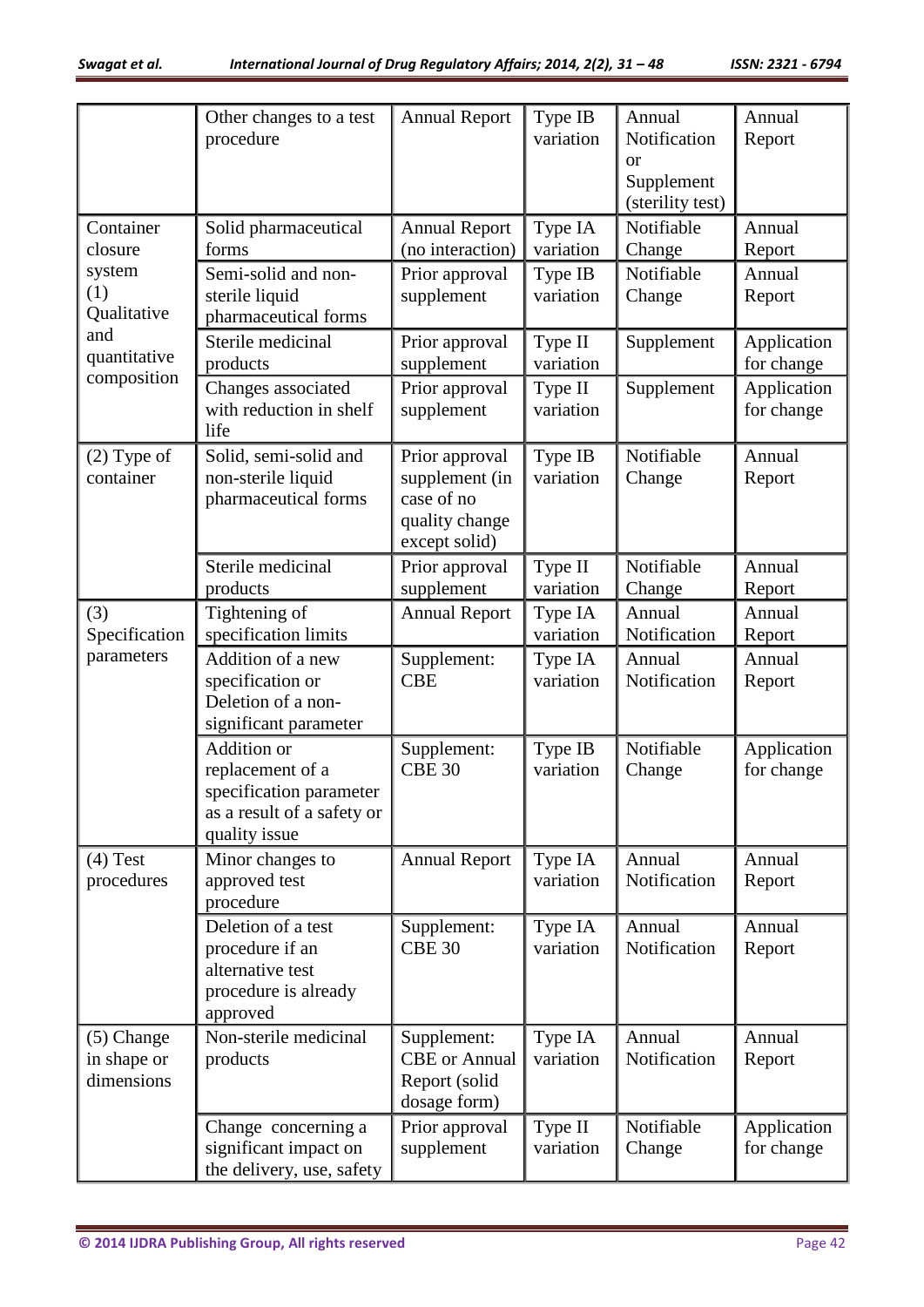| | | | | | |
|---|---|---|---|---|---|
| | Other changes to a test procedure | Annual Report | Type IB variation | Annual Notification or Supplement (sterility test) | Annual Report |
| Container closure system (1) Qualitative and quantitative composition | Solid pharmaceutical forms | Annual Report (no interaction) | Type IA variation | Notifiable Change | Annual Report |
| | Semi-solid and non-sterile liquid pharmaceutical forms | Prior approval supplement | Type IB variation | Notifiable Change | Annual Report |
| | Sterile medicinal products | Prior approval supplement | Type II variation | Supplement | Application for change |
| | Changes associated with reduction in shelf life | Prior approval supplement | Type II variation | Supplement | Application for change |
| (2) Type of container | Solid, semi-solid and non-sterile liquid pharmaceutical forms | Prior approval supplement (in case of no quality change except solid) | Type IB variation | Notifiable Change | Annual Report |
| | Sterile medicinal products | Prior approval supplement | Type II variation | Notifiable Change | Annual Report |
| (3) Specification parameters | Tightening of specification limits | Annual Report | Type IA variation | Annual Notification | Annual Report |
| | Addition of a new specification or Deletion of a non-significant parameter | Supplement: CBE | Type IA variation | Annual Notification | Annual Report |
| | Addition or replacement of a specification parameter as a result of a safety or quality issue | Supplement: CBE 30 | Type IB variation | Notifiable Change | Application for change |
| (4) Test procedures | Minor changes to approved test procedure | Annual Report | Type IA variation | Annual Notification | Annual Report |
| | Deletion of a test procedure if an alternative test procedure is already approved | Supplement: CBE 30 | Type IA variation | Annual Notification | Annual Report |
| (5) Change in shape or dimensions | Non-sterile medicinal products | Supplement: CBE or Annual Report (solid dosage form) | Type IA variation | Annual Notification | Annual Report |
| | Change concerning a significant impact on the delivery, use, safety | Prior approval supplement | Type II variation | Notifiable Change | Application for change |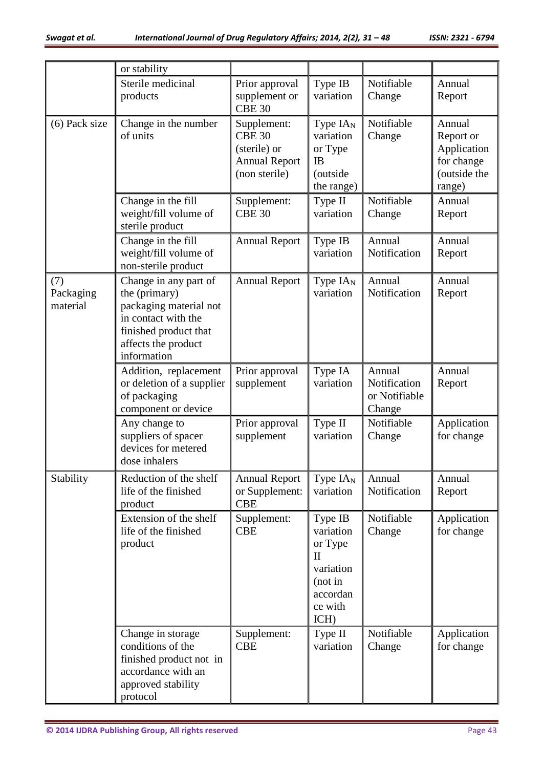| | or stability | | | | |
|---|---|---|---|---|---|
| | Sterile medicinal products | Prior approval supplement or CBE 30 | Type IB variation | Notifiable Change | Annual Report |
| (6) Pack size | Change in the number of units | Supplement: CBE 30 (sterile) or Annual Report (non sterile) | Type $IA_N$ variation or Type IB (outside the range) | Notifiable Change | Annual Report or Application for change (outside the range) |
| | Change in the fill weight/fill volume of sterile product | Supplement: CBE 30 | Type II variation | Notifiable Change | Annual Report |
| | Change in the fill weight/fill volume of non-sterile product | Annual Report | Type IB variation | Annual Notification | Annual Report |
| (7) Packaging material | Change in any part of the (primary) packaging material not in contact with the finished product that affects the product information | Annual Report | Type $IA_N$ variation | Annual Notification | Annual Report |
| | Addition, replacement or deletion of a supplier of packaging component or device | Prior approval supplement | Type IA variation | Annual Notification or Notifiable Change | Annual Report |
| | Any change to suppliers of spacer devices for metered dose inhalers | Prior approval supplement | Type II variation | Notifiable Change | Application for change |
| Stability | Reduction of the shelf life of the finished product | Annual Report or Supplement: CBE | Type $IA_N$ variation | Annual Notification | Annual Report |
| | Extension of the shelf life of the finished product | Supplement: CBE | Type IB variation or Type II variation (not in accordance with ICH) | Notifiable Change | Application for change |
| | Change in storage conditions of the finished product not in accordance with an approved stability protocol | Supplement: CBE | Type II variation | Notifiable Change | Application for change |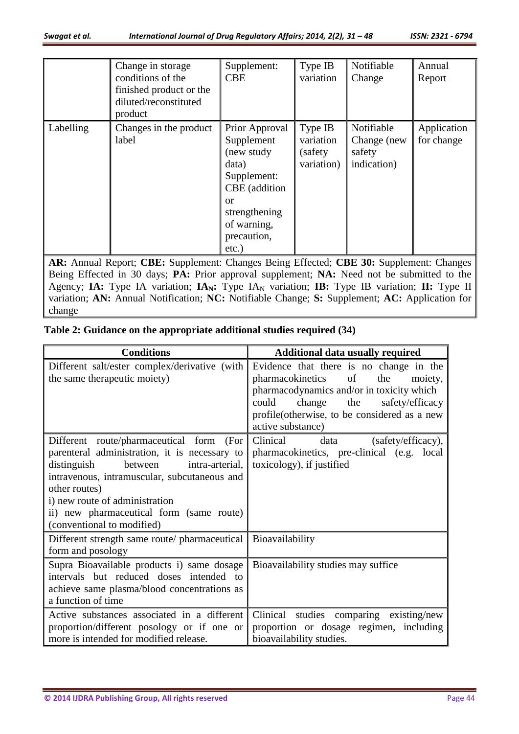|  | Change in storage conditions of the finished product or the diluted/reconstituted product | Supplement: CBE | Type IB variation | Notifiable Change | Annual Report |
|---|---|---|---|---|---|
| Labelling | Changes in the product label | Prior Approval Supplement (new study data) Supplement: CBE (addition or strengthening of warning, precaution, etc.) | Type IB variation (safety variation) | Notifiable Change (new safety indication) | Application for change |

**AR:** Annual Report; **CBE:** Supplement: Changes Being Effected; **CBE 30:** Supplement: Changes Being Effected in 30 days; **PA:** Prior approval supplement; **NA:** Need not be submitted to the Agency; **IA:** Type IA variation; **IA$_N$:** Type IA$_N$ variation; **IB:** Type IB variation; **II:** Type II variation; **AN:** Annual Notification; **NC:** Notifiable Change; **S:** Supplement; **AC:** Application for change

**Table 2: Guidance on the appropriate additional studies required (34)**

| Conditions | Additional data usually required |
|---|---|
| Different salt/ester complex/derivative (with the same therapeutic moiety) | Evidence that there is no change in the pharmacokinetics of the moiety, pharmacodynamics and/or in toxicity which could change the safety/efficacy profile(otherwise, to be considered as a new active substance) |
| Different route/pharmaceutical form (For parenteral administration, it is necessary to distinguish between intra-arterial, intravenous, intramuscular, subcutaneous and other routes)<br>i) new route of administration<br>ii) new pharmaceutical form (same route) (conventional to modified) | Clinical data (safety/efficacy), pharmacokinetics, pre-clinical (e.g. local toxicology), if justified |
| Different strength same route/ pharmaceutical form and posology | Bioavailability |
| Supra Bioavailable products i) same dosage intervals but reduced doses intended to achieve same plasma/blood concentrations as a function of time | Bioavailability studies may suffice |
| Active substances associated in a different proportion/different posology or if one or more is intended for modified release. | Clinical studies comparing existing/new proportion or dosage regimen, including bioavailability studies. |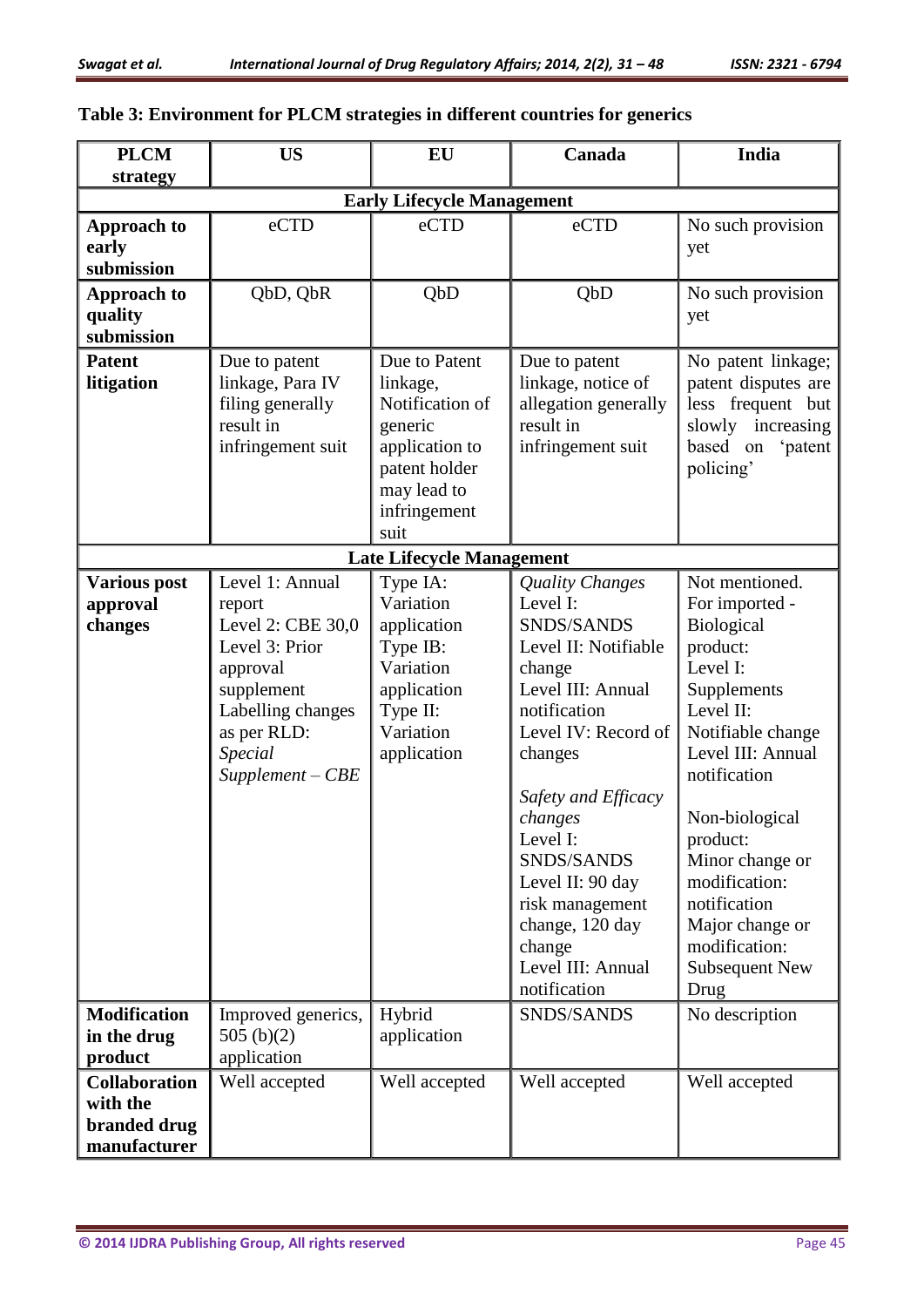**Table 3: Environment for PLCM strategies in different countries for generics**

| PLCM strategy | US | EU | Canada | India |
|---|---|---|---|---|
| **Early Lifecycle Management** | | | | |
| **Approach to early submission** | eCTD | eCTD | eCTD | No such provision yet |
| **Approach to quality submission** | QbD, QbR | QbD | QbD | No such provision yet |
| **Patent litigation** | Due to patent linkage, Para IV filing generally result in infringement suit | Due to Patent linkage, Notification of generic application to patent holder may lead to infringement suit | Due to patent linkage, notice of allegation generally result in infringement suit | No patent linkage; patent disputes are less frequent but slowly increasing based on 'patent policing' |
| **Late Lifecycle Management** | | | | |
| **Various post approval changes** | Level 1: Annual report<br>Level 2: CBE 30,0<br>Level 3: Prior approval supplement<br>Labelling changes as per RLD: *Special Supplement – CBE* | Type IA: Variation application<br>Type IB: Variation application<br>Type II: Variation application | *Quality Changes*<br>Level I: SNDS/SANDS<br>Level II: Notifiable change<br>Level III: Annual notification<br>Level IV: Record of changes<br><br>*Safety and Efficacy changes*<br>Level I: SNDS/SANDS<br>Level II: 90 day risk management change, 120 day change<br>Level III: Annual notification | Not mentioned.<br>For imported - Biological product:<br>Level I: Supplements<br>Level II: Notifiable change<br>Level III: Annual notification<br><br>Non-biological product:<br>Minor change or modification: notification<br>Major change or modification: Subsequent New Drug |
| **Modification in the drug product** | Improved generics, 505 (b)(2) application | Hybrid application | SNDS/SANDS | No description |
| **Collaboration with the branded drug manufacturer** | Well accepted | Well accepted | Well accepted | Well accepted |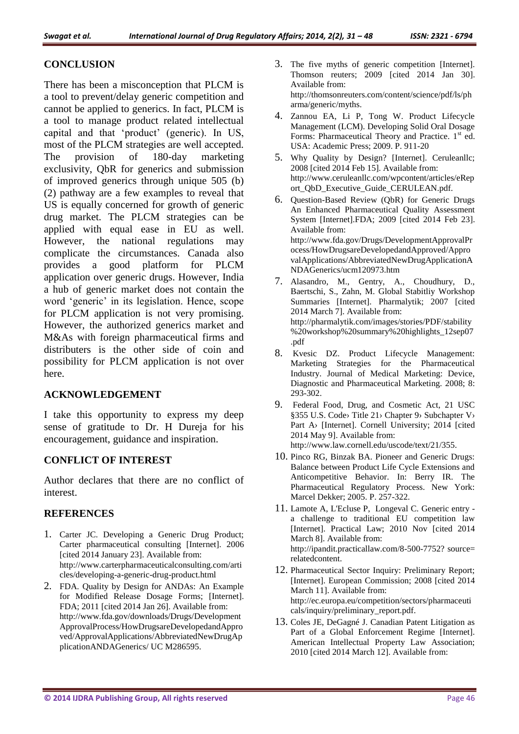## CONCLUSION

There has been a misconception that PLCM is a tool to prevent/delay generic competition and cannot be applied to generics. In fact, PLCM is a tool to manage product related intellectual capital and that 'product' (generic). In US, most of the PLCM strategies are well accepted. The provision of 180-day marketing exclusivity, QbR for generics and submission of improved generics through unique 505 (b) (2) pathway are a few examples to reveal that US is equally concerned for growth of generic drug market. The PLCM strategies can be applied with equal ease in EU as well. However, the national regulations may complicate the circumstances. Canada also provides a good platform for PLCM application over generic drugs. However, India a hub of generic market does not contain the word 'generic' in its legislation. Hence, scope for PLCM application is not very promising. However, the authorized generics market and M&As with foreign pharmaceutical firms and distributers is the other side of coin and possibility for PLCM application is not over here.

## ACKNOWLEDGEMENT

I take this opportunity to express my deep sense of gratitude to Dr. H Dureja for his encouragement, guidance and inspiration.

## CONFLICT OF INTEREST

Author declares that there are no conflict of interest.

## REFERENCES

1. Carter JC. Developing a Generic Drug Product; Carter pharmaceutical consulting [Internet]. 2006 [cited 2014 January 23]. Available from: http://www.carterpharmaceuticalconsulting.com/articles/developing-a-generic-drug-product.html
2. FDA. Quality by Design for ANDAs: An Example for Modified Release Dosage Forms; [Internet]. FDA; 2011 [cited 2014 Jan 26]. Available from: http://www.fda.gov/downloads/Drugs/DevelopmentApprovalProcess/HowDrugsareDevelopedandApproved/ApprovalApplications/AbbreviatedNewDrugApplicationANDAGenerics/ UC M286595.
3. The five myths of generic competition [Internet]. Thomson reuters; 2009 [cited 2014 Jan 30]. Available from: http://thomsonreuters.com/content/science/pdf/ls/pharma/generic/myths.
4. Zannou EA, Li P, Tong W. Product Lifecycle Management (LCM). Developing Solid Oral Dosage Forms: Pharmaceutical Theory and Practice. 1st ed. USA: Academic Press; 2009. P. 911-20
5. Why Quality by Design? [Internet]. Ceruleanllc; 2008 [cited 2014 Feb 15]. Available from: http://www.ceruleanllc.com/wpcontent/articles/eReport_QbD_Executive_Guide_CERULEAN.pdf.
6. Question-Based Review (QbR) for Generic Drugs An Enhanced Pharmaceutical Quality Assessment System [Internet].FDA; 2009 [cited 2014 Feb 23]. Available from: http://www.fda.gov/Drugs/DevelopmentApprovalProcess/HowDrugsareDevelopedandApproved/ApprovalApplications/AbbreviatedNewDrugApplicationANDAGenerics/ucm120973.htm
7. Alasandro, M., Gentry, A., Choudhury, D., Baertschi, S., Zahn, M. Global Stabitliy Workshop Summaries [Internet]. Pharmalytik; 2007 [cited 2014 March 7]. Available from: http://pharmalytik.com/images/stories/PDF/stability%20workshop%20summary%20highlights_12sep07.pdf
8. Kvesic DZ. Product Lifecycle Management: Marketing Strategies for the Pharmaceutical Industry. Journal of Medical Marketing: Device, Diagnostic and Pharmaceutical Marketing. 2008; 8: 293-302.
9. Federal Food, Drug, and Cosmetic Act, 21 USC §355 U.S. Code› Title 21› Chapter 9› Subchapter V› Part A› [Internet]. Cornell University; 2014 [cited 2014 May 9]. Available from: http://www.law.cornell.edu/uscode/text/21/355.
10. Pinco RG, Binzak BA. Pioneer and Generic Drugs: Balance between Product Life Cycle Extensions and Anticompetitive Behavior. In: Berry IR. The Pharmaceutical Regulatory Process. New York: Marcel Dekker; 2005. P. 257-322.
11. Lamote A, L'Ecluse P, Longeval C. Generic entry - a challenge to traditional EU competition law [Internet]. Practical Law; 2010 Nov [cited 2014 March 8]. Available from: http://ipandit.practicallaw.com/8-500-7752? source=relatedcontent.
12. Pharmaceutical Sector Inquiry: Preliminary Report; [Internet]. European Commission; 2008 [cited 2014 March 11]. Available from: http://ec.europa.eu/competition/sectors/pharmaceuticals/inquiry/preliminary_report.pdf.
13. Coles JE, DeGagné J. Canadian Patent Litigation as Part of a Global Enforcement Regime [Internet]. American Intellectual Property Law Association; 2010 [cited 2014 March 12]. Available from: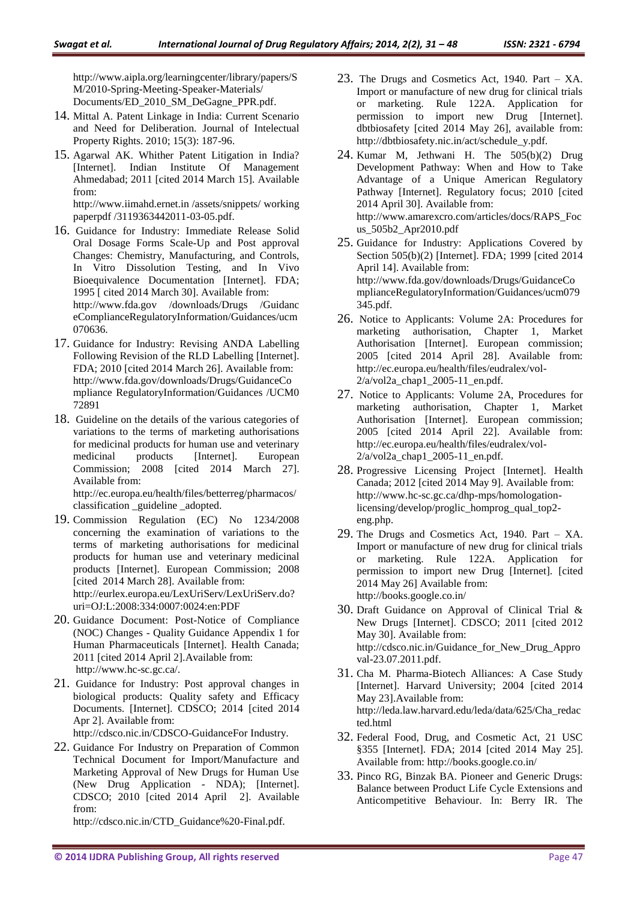http://www.aipla.org/learningcenter/library/papers/SM/2010-Spring-Meeting-Speaker-Materials/Documents/ED_2010_SM_DeGagne_PPR.pdf.

14. Mittal A. Patent Linkage in India: Current Scenario and Need for Deliberation. Journal of Intelectual Property Rights. 2010; 15(3): 187-96.
15. Agarwal AK. Whither Patent Litigation in India? [Internet]. Indian Institute Of Management Ahmedabad; 2011 [cited 2014 March 15]. Available from: http://www.iimahd.ernet.in /assets/snippets/ working paperpdf /3119363442011-03-05.pdf.
16. Guidance for Industry: Immediate Release Solid Oral Dosage Forms Scale-Up and Post approval Changes: Chemistry, Manufacturing, and Controls, In Vitro Dissolution Testing, and In Vivo Bioequivalence Documentation [Internet]. FDA; 1995 [ cited 2014 March 30]. Available from: http://www.fda.gov /downloads/Drugs /GuidanceComplianceRegulatoryInformation/Guidances/ucm070636.
17. Guidance for Industry: Revising ANDA Labelling Following Revision of the RLD Labelling [Internet]. FDA; 2010 [cited 2014 March 26]. Available from: http://www.fda.gov/downloads/Drugs/GuidanceCompliance RegulatoryInformation/Guidances /UCM072891
18. Guideline on the details of the various categories of variations to the terms of marketing authorisations for medicinal products for human use and veterinary medicinal products [Internet]. European Commission; 2008 [cited 2014 March 27]. Available from: http://ec.europa.eu/health/files/betterreg/pharmacos/classification _guideline _adopted.
19. Commission Regulation (EC) No 1234/2008 concerning the examination of variations to the terms of marketing authorisations for medicinal products for human use and veterinary medicinal products [Internet]. European Commission; 2008 [cited 2014 March 28]. Available from: http://eurlex.europa.eu/LexUriServ/LexUriServ.do?uri=OJ:L:2008:334:0007:0024:en:PDF
20. Guidance Document: Post-Notice of Compliance (NOC) Changes - Quality Guidance Appendix 1 for Human Pharmaceuticals [Internet]. Health Canada; 2011 [cited 2014 April 2].Available from: http://www.hc-sc.gc.ca/.
21. Guidance for Industry: Post approval changes in biological products: Quality safety and Efficacy Documents. [Internet]. CDSCO; 2014 [cited 2014 Apr 2]. Available from: http://cdsco.nic.in/CDSCO-GuidanceFor Industry.
22. Guidance For Industry on Preparation of Common Technical Document for Import/Manufacture and Marketing Approval of New Drugs for Human Use (New Drug Application - NDA); [Internet]. CDSCO; 2010 [cited 2014 April 2]. Available from: http://cdsco.nic.in/CTD_Guidance%20-Final.pdf.
23. The Drugs and Cosmetics Act, 1940. Part – XA. Import or manufacture of new drug for clinical trials or marketing. Rule 122A. Application for permission to import new Drug [Internet]. dbtbiosafety [cited 2014 May 26], available from: http://dbtbiosafety.nic.in/act/schedule_y.pdf.
24. Kumar M, Jethwani H. The 505(b)(2) Drug Development Pathway: When and How to Take Advantage of a Unique American Regulatory Pathway [Internet]. Regulatory focus; 2010 [cited 2014 April 30]. Available from: http://www.amarexcro.com/articles/docs/RAPS_Focus_505b2_Apr2010.pdf
25. Guidance for Industry: Applications Covered by Section 505(b)(2) [Internet]. FDA; 1999 [cited 2014 April 14]. Available from: http://www.fda.gov/downloads/Drugs/GuidanceComplianceRegulatoryInformation/Guidances/ucm079345.pdf.
26. Notice to Applicants: Volume 2A: Procedures for marketing authorisation, Chapter 1, Market Authorisation [Internet]. European commission; 2005 [cited 2014 April 28]. Available from: http://ec.europa.eu/health/files/eudralex/vol-2/a/vol2a_chap1_2005-11_en.pdf.
27. Notice to Applicants: Volume 2A, Procedures for marketing authorisation, Chapter 1, Market Authorisation [Internet]. European commission; 2005 [cited 2014 April 22]. Available from: http://ec.europa.eu/health/files/eudralex/vol-2/a/vol2a_chap1_2005-11_en.pdf.
28. Progressive Licensing Project [Internet]. Health Canada; 2012 [cited 2014 May 9]. Available from: http://www.hc-sc.gc.ca/dhp-mps/homologation-licensing/develop/proglic_homprog_qual_top2-eng.php.
29. The Drugs and Cosmetics Act, 1940. Part – XA. Import or manufacture of new drug for clinical trials or marketing. Rule 122A. Application for permission to import new Drug [Internet]. [cited 2014 May 26] Available from: http://books.google.co.in/
30. Draft Guidance on Approval of Clinical Trial & New Drugs [Internet]. CDSCO; 2011 [cited 2012 May 30]. Available from: http://cdsco.nic.in/Guidance_for_New_Drug_Approval-23.07.2011.pdf.
31. Cha M. Pharma-Biotech Alliances: A Case Study [Internet]. Harvard University; 2004 [cited 2014 May 23].Available from: http://leda.law.harvard.edu/leda/data/625/Cha_redacted.html
32. Federal Food, Drug, and Cosmetic Act, 21 USC §355 [Internet]. FDA; 2014 [cited 2014 May 25]. Available from: http://books.google.co.in/
33. Pinco RG, Binzak BA. Pioneer and Generic Drugs: Balance between Product Life Cycle Extensions and Anticompetitive Behaviour. In: Berry IR. The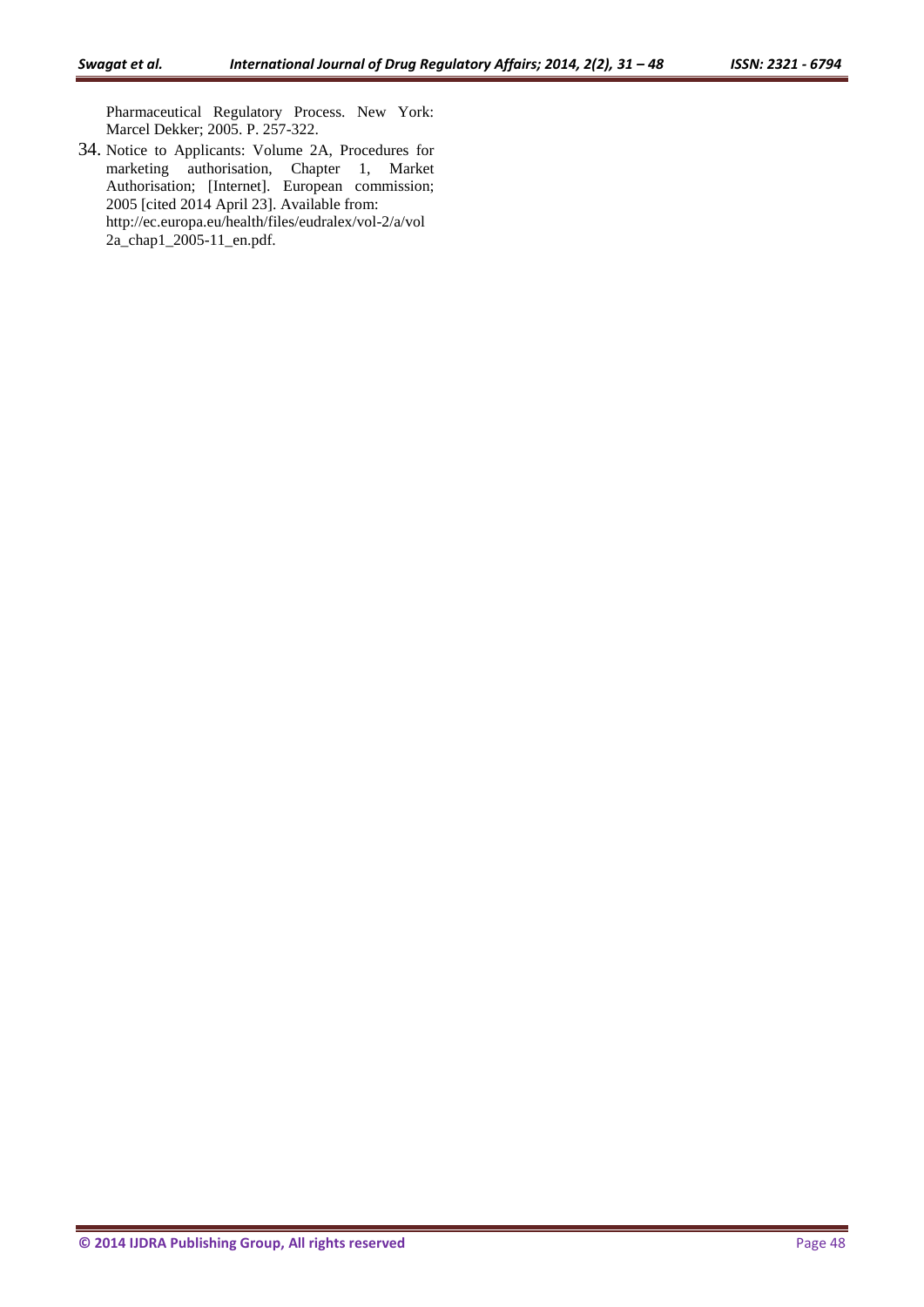Pharmaceutical Regulatory Process. New York: Marcel Dekker; 2005. P. 257-322.

34. Notice to Applicants: Volume 2A, Procedures for marketing authorisation, Chapter 1, Market Authorisation; [Internet]. European commission; 2005 [cited 2014 April 23]. Available from: http://ec.europa.eu/health/files/eudralex/vol-2/a/vol2a_chap1_2005-11_en.pdf.